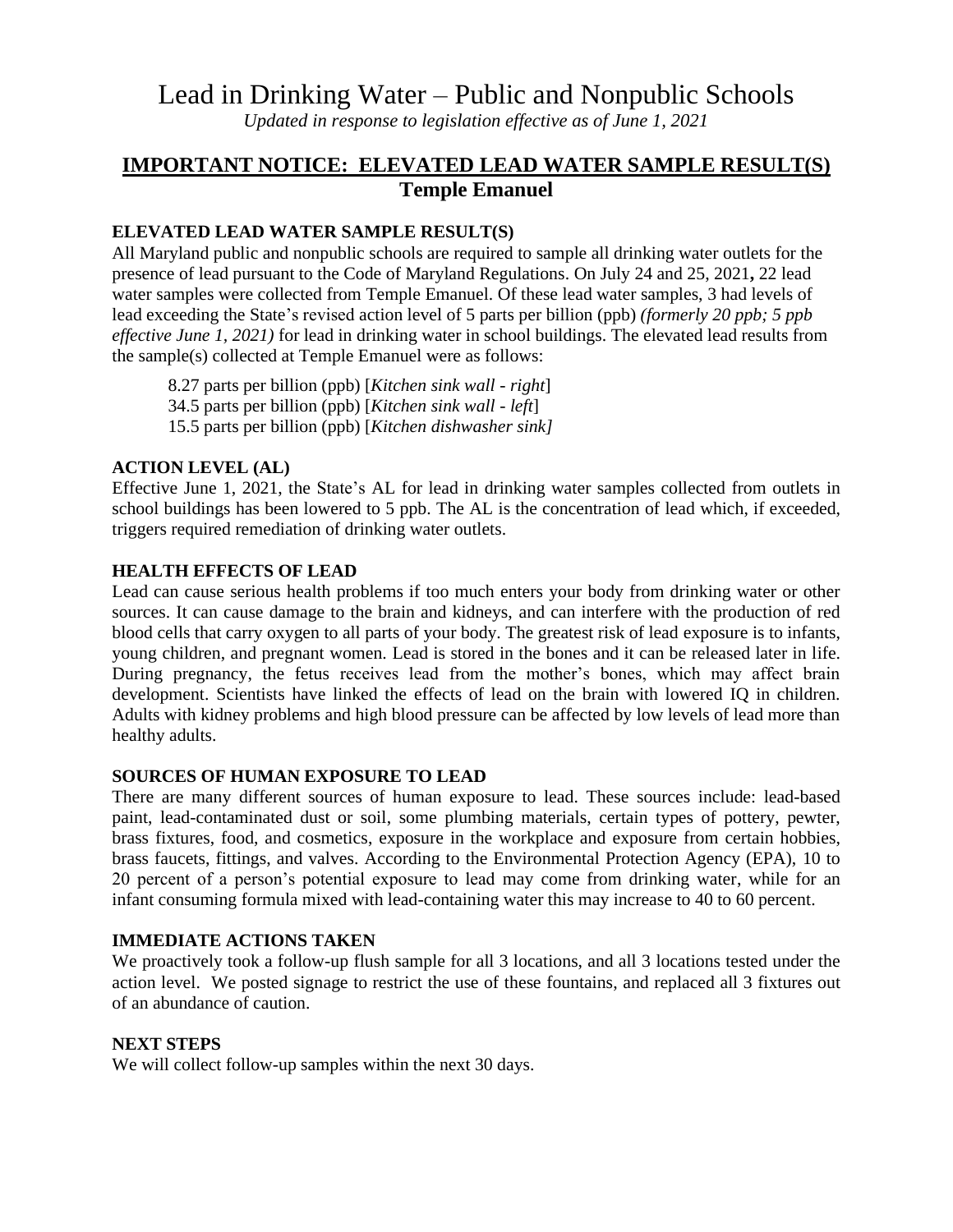# Lead in Drinking Water – Public and Nonpublic Schools

*Updated in response to legislation effective as of June 1, 2021*

## IMPORTANT NOTICE: ELEVATED LEAD WATER SAMPLE RESULT(S)

## Temple Emanuel

### ELEVATED LEAD WATER SAMPLE RESULT(S)

All Maryland public and nonpublic schools are required to sample all drinking water outlets for the presence of lead pursuant to the Code of Maryland Regulations. On July 24 and 25, 2021**,** 22 lead water samples were collected from Temple Emanuel. Of these lead water samples, 3 had levels of lead exceeding the State's revised action level of 5 parts per billion (ppb) *(formerly 20 ppb; 5 ppb effective June 1, 2021)* for lead in drinking water in school buildings. The elevated lead results from the sample(s) collected at Temple Emanuel were as follows:

8.27 parts per billion (ppb) [*Kitchen sink wall - right*]
34.5 parts per billion (ppb) [*Kitchen sink wall - left*]
15.5 parts per billion (ppb) [*Kitchen dishwasher sink]*

### ACTION LEVEL (AL)

Effective June 1, 2021, the State's AL for lead in drinking water samples collected from outlets in school buildings has been lowered to 5 ppb. The AL is the concentration of lead which, if exceeded, triggers required remediation of drinking water outlets.

### HEALTH EFFECTS OF LEAD

Lead can cause serious health problems if too much enters your body from drinking water or other sources. It can cause damage to the brain and kidneys, and can interfere with the production of red blood cells that carry oxygen to all parts of your body. The greatest risk of lead exposure is to infants, young children, and pregnant women. Lead is stored in the bones and it can be released later in life. During pregnancy, the fetus receives lead from the mother's bones, which may affect brain development. Scientists have linked the effects of lead on the brain with lowered IQ in children. Adults with kidney problems and high blood pressure can be affected by low levels of lead more than healthy adults.

### SOURCES OF HUMAN EXPOSURE TO LEAD

There are many different sources of human exposure to lead. These sources include: lead-based paint, lead-contaminated dust or soil, some plumbing materials, certain types of pottery, pewter, brass fixtures, food, and cosmetics, exposure in the workplace and exposure from certain hobbies, brass faucets, fittings, and valves. According to the Environmental Protection Agency (EPA), 10 to 20 percent of a person's potential exposure to lead may come from drinking water, while for an infant consuming formula mixed with lead-containing water this may increase to 40 to 60 percent.

### IMMEDIATE ACTIONS TAKEN

We proactively took a follow-up flush sample for all 3 locations, and all 3 locations tested under the action level. We posted signage to restrict the use of these fountains, and replaced all 3 fixtures out of an abundance of caution.

### NEXT STEPS

We will collect follow-up samples within the next 30 days.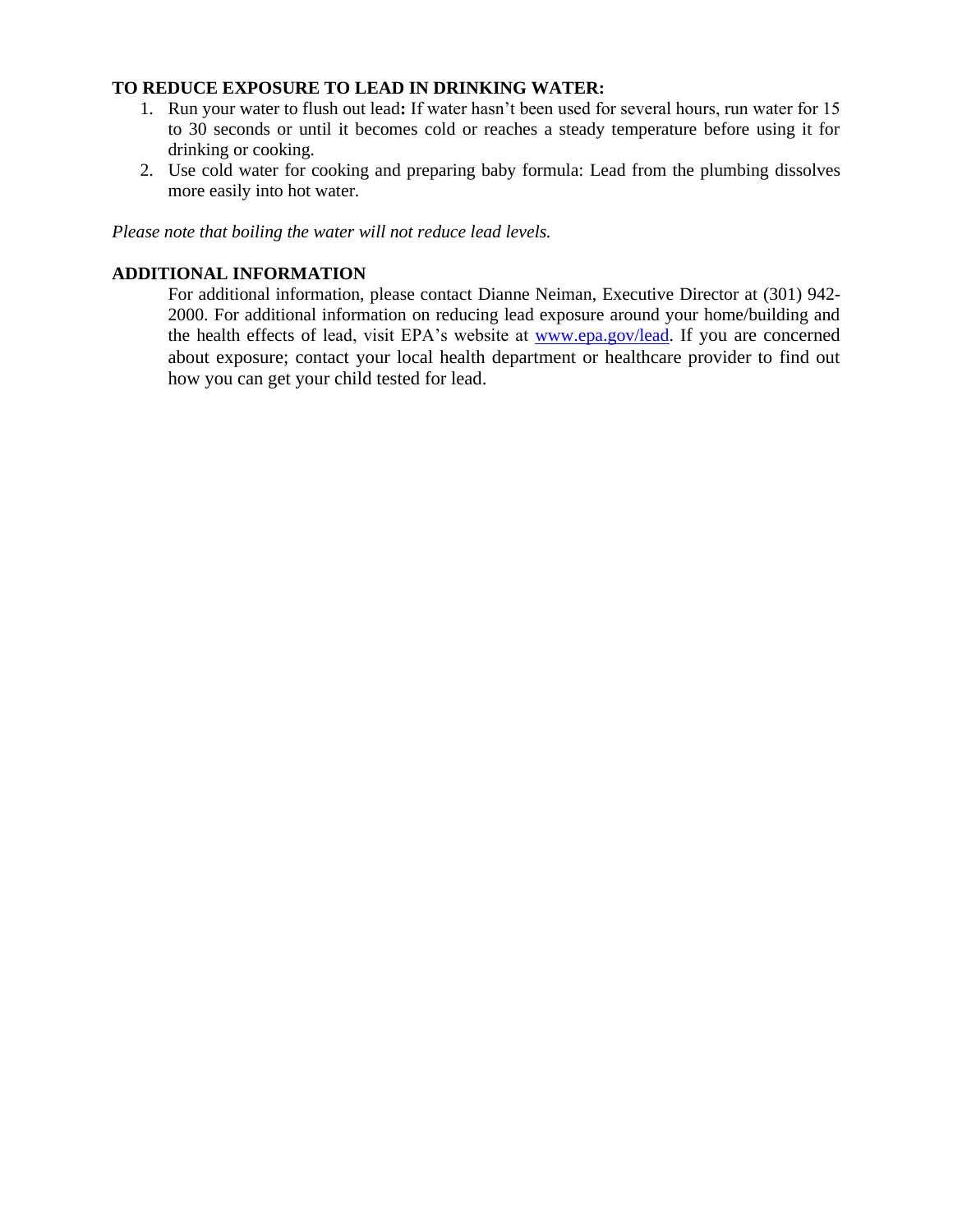**TO REDUCE EXPOSURE TO LEAD IN DRINKING WATER:**

1. Run your water to flush out lead**:** If water hasn't been used for several hours, run water for 15 to 30 seconds or until it becomes cold or reaches a steady temperature before using it for drinking or cooking.
2. Use cold water for cooking and preparing baby formula: Lead from the plumbing dissolves more easily into hot water.

*Please note that boiling the water will not reduce lead levels.*

**ADDITIONAL INFORMATION**

For additional information, please contact Dianne Neiman, Executive Director at (301) 942-2000. For additional information on reducing lead exposure around your home/building and the health effects of lead, visit EPA's website at [www.epa.gov/lead](http://www.epa.gov/lead). If you are concerned about exposure; contact your local health department or healthcare provider to find out how you can get your child tested for lead.